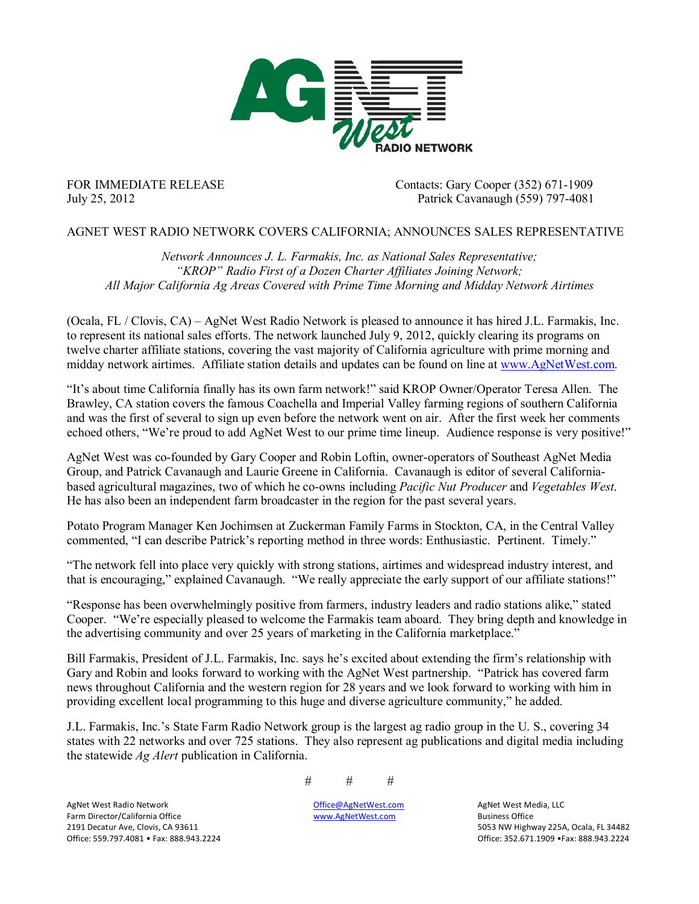FOR IMMEDIATE RELEASE
July 25, 2012

Contacts: Gary Cooper (352) 671-1909
Patrick Cavanaugh (559) 797-4081

## AGNET WEST RADIO NETWORK COVERS CALIFORNIA; ANNOUNCES SALES REPRESENTATIVE

*Network Announces J. L. Farmakis, Inc. as National Sales Representative;*
*"KROP" Radio First of a Dozen Charter Affiliates Joining Network;*
*All Major California Ag Areas Covered with Prime Time Morning and Midday Network Airtimes*

(Ocala, FL / Clovis, CA) – AgNet West Radio Network is pleased to announce it has hired J.L. Farmakis, Inc. to represent its national sales efforts. The network launched July 9, 2012, quickly clearing its programs on twelve charter affiliate stations, covering the vast majority of California agriculture with prime morning and midday network airtimes. Affiliate station details and updates can be found on line at www.AgNetWest.com.

"It's about time California finally has its own farm network!" said KROP Owner/Operator Teresa Allen. The Brawley, CA station covers the famous Coachella and Imperial Valley farming regions of southern California and was the first of several to sign up even before the network went on air. After the first week her comments echoed others, "We're proud to add AgNet West to our prime time lineup. Audience response is very positive!"

AgNet West was co-founded by Gary Cooper and Robin Loftin, owner-operators of Southeast AgNet Media Group, and Patrick Cavanaugh and Laurie Greene in California. Cavanaugh is editor of several California-based agricultural magazines, two of which he co-owns including *Pacific Nut Producer* and *Vegetables West*. He has also been an independent farm broadcaster in the region for the past several years.

Potato Program Manager Ken Jochimsen at Zuckerman Family Farms in Stockton, CA, in the Central Valley commented, "I can describe Patrick's reporting method in three words: Enthusiastic. Pertinent. Timely."

"The network fell into place very quickly with strong stations, airtimes and widespread industry interest, and that is encouraging," explained Cavanaugh. "We really appreciate the early support of our affiliate stations!"

"Response has been overwhelmingly positive from farmers, industry leaders and radio stations alike," stated Cooper. "We're especially pleased to welcome the Farmakis team aboard. They bring depth and knowledge in the advertising community and over 25 years of marketing in the California marketplace."

Bill Farmakis, President of J.L. Farmakis, Inc. says he's excited about extending the firm's relationship with Gary and Robin and looks forward to working with the AgNet West partnership. "Patrick has covered farm news throughout California and the western region for 28 years and we look forward to working with him in providing excellent local programming to this huge and diverse agriculture community," he added.

J.L. Farmakis, Inc.'s State Farm Radio Network group is the largest ag radio group in the U. S., covering 34 states with 22 networks and over 725 stations. They also represent ag publications and digital media including the statewide *Ag Alert* publication in California.

# # #

AgNet West Radio Network
Farm Director/California Office
2191 Decatur Ave, Clovis, CA 93611
Office: 559.797.4081 • Fax: 888.943.2224

Office@AgNetWest.com
www.AgNetWest.com

AgNet West Media, LLC
Business Office
5053 NW Highway 225A, Ocala, FL 34482
Office: 352.671.1909 •Fax: 888.943.2224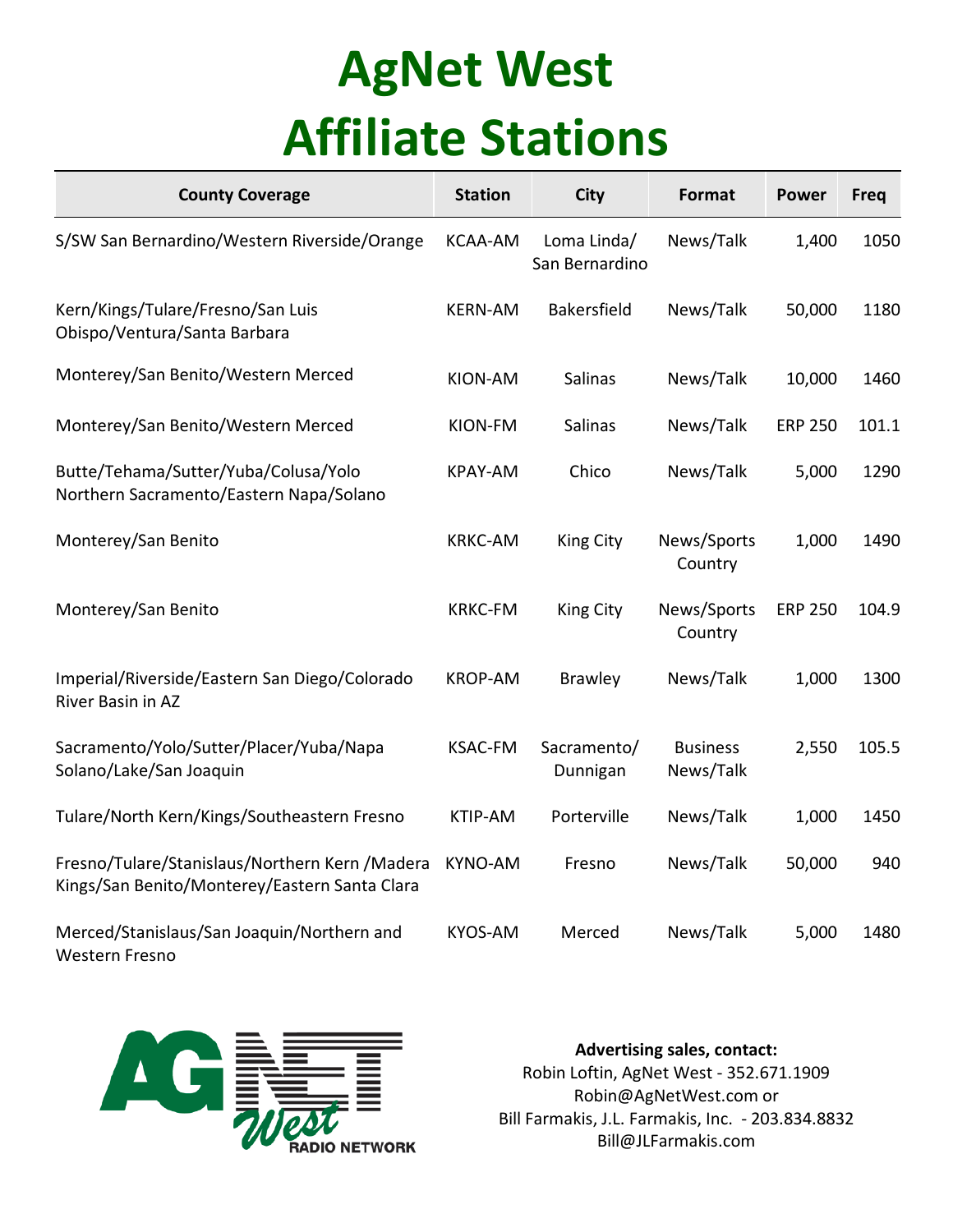# AgNet West Affiliate Stations

| County Coverage | Station | City | Format | Power | Freq |
|---|---|---|---|---|---|
| S/SW San Bernardino/Western Riverside/Orange | KCAA-AM | Loma Linda/ San Bernardino | News/Talk | 1,400 | 1050 |
| Kern/Kings/Tulare/Fresno/San Luis Obispo/Ventura/Santa Barbara | KERN-AM | Bakersfield | News/Talk | 50,000 | 1180 |
| Monterey/San Benito/Western Merced | KION-AM | Salinas | News/Talk | 10,000 | 1460 |
| Monterey/San Benito/Western Merced | KION-FM | Salinas | News/Talk | ERP 250 | 101.1 |
| Butte/Tehama/Sutter/Yuba/Colusa/Yolo Northern Sacramento/Eastern Napa/Solano | KPAY-AM | Chico | News/Talk | 5,000 | 1290 |
| Monterey/San Benito | KRKC-AM | King City | News/Sports Country | 1,000 | 1490 |
| Monterey/San Benito | KRKC-FM | King City | News/Sports Country | ERP 250 | 104.9 |
| Imperial/Riverside/Eastern San Diego/Colorado River Basin in AZ | KROP-AM | Brawley | News/Talk | 1,000 | 1300 |
| Sacramento/Yolo/Sutter/Placer/Yuba/Napa Solano/Lake/San Joaquin | KSAC-FM | Sacramento/ Dunnigan | Business News/Talk | 2,550 | 105.5 |
| Tulare/North Kern/Kings/Southeastern Fresno | KTIP-AM | Porterville | News/Talk | 1,000 | 1450 |
| Fresno/Tulare/Stanislaus/Northern Kern /Madera Kings/San Benito/Monterey/Eastern Santa Clara | KYNO-AM | Fresno | News/Talk | 50,000 | 940 |
| Merced/Stanislaus/San Joaquin/Northern and Western Fresno | KYOS-AM | Merced | News/Talk | 5,000 | 1480 |

AG NET West RADIO NETWORK

**Advertising sales, contact:**
Robin Loftin, AgNet West - 352.671.1909
Robin@AgNetWest.com or
Bill Farmakis, J.L. Farmakis, Inc. - 203.834.8832
Bill@JLFarmakis.com